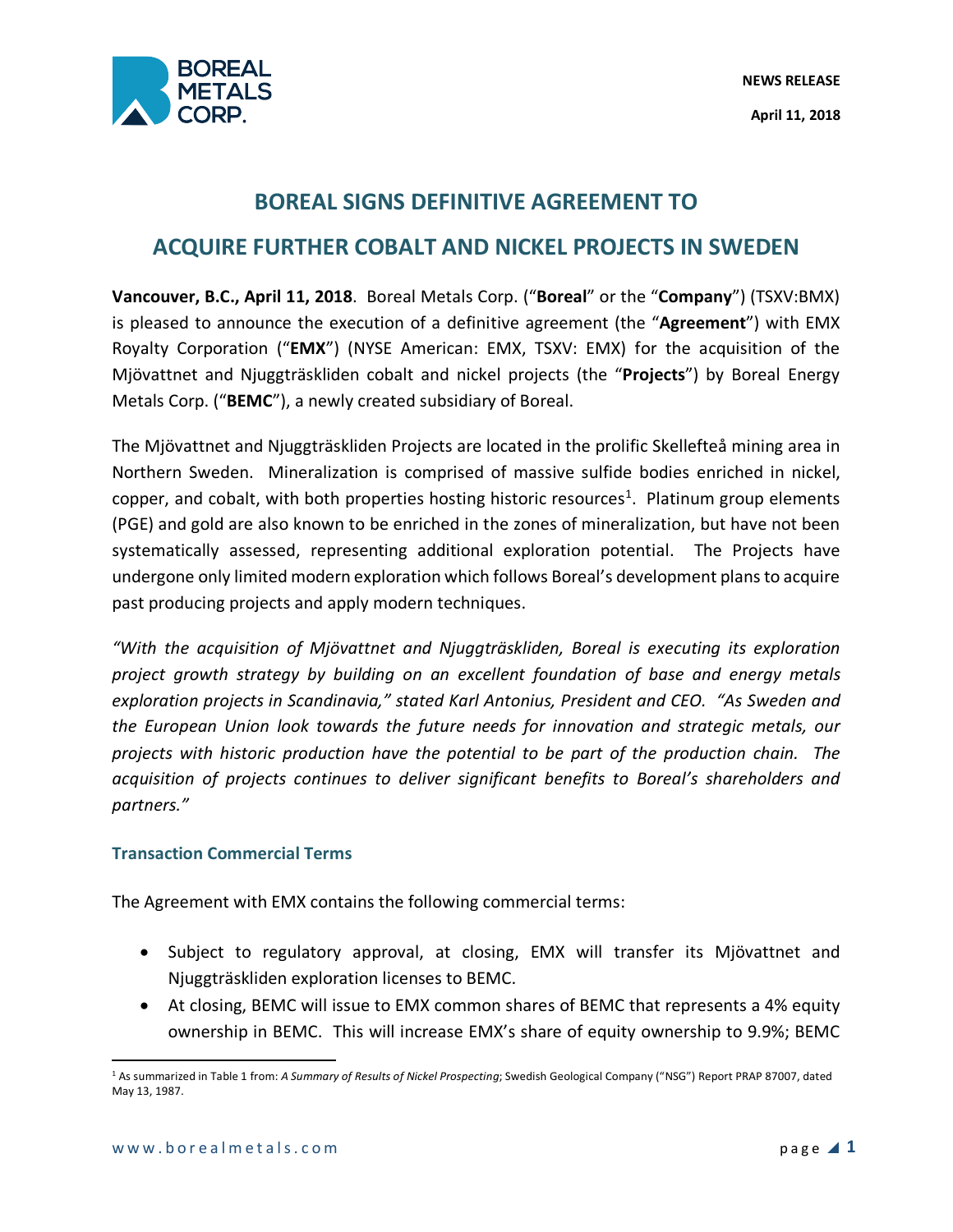**NEWS RELEASE**

**April 11, 2018**

# BOREAL SIGNS DEFINITIVE AGREEMENT TO ACQUIRE FURTHER COBALT AND NICKEL PROJECTS IN SWEDEN

**Vancouver, B.C., April 11, 2018**. Boreal Metals Corp. ("**Boreal**" or the "**Company**") (TSXV:BMX) is pleased to announce the execution of a definitive agreement (the "**Agreement**") with EMX Royalty Corporation ("**EMX**") (NYSE American: EMX, TSXV: EMX) for the acquisition of the Mjövattnet and Njuggträskliden cobalt and nickel projects (the "**Projects**") by Boreal Energy Metals Corp. ("**BEMC**"), a newly created subsidiary of Boreal.

The Mjövattnet and Njuggträskliden Projects are located in the prolific Skellefteå mining area in Northern Sweden. Mineralization is comprised of massive sulfide bodies enriched in nickel, copper, and cobalt, with both properties hosting historic resources[1]. Platinum group elements (PGE) and gold are also known to be enriched in the zones of mineralization, but have not been systematically assessed, representing additional exploration potential. The Projects have undergone only limited modern exploration which follows Boreal's development plans to acquire past producing projects and apply modern techniques.

*"With the acquisition of Mjövattnet and Njuggträskliden, Boreal is executing its exploration project growth strategy by building on an excellent foundation of base and energy metals exploration projects in Scandinavia," stated Karl Antonius, President and CEO. "As Sweden and the European Union look towards the future needs for innovation and strategic metals, our projects with historic production have the potential to be part of the production chain. The acquisition of projects continues to deliver significant benefits to Boreal's shareholders and partners."*

## Transaction Commercial Terms

The Agreement with EMX contains the following commercial terms:

- Subject to regulatory approval, at closing, EMX will transfer its Mjövattnet and Njuggträskliden exploration licenses to BEMC.
- At closing, BEMC will issue to EMX common shares of BEMC that represents a 4% equity ownership in BEMC. This will increase EMX's share of equity ownership to 9.9%; BEMC

[1] As summarized in Table 1 from: *A Summary of Results of Nickel Prospecting*; Swedish Geological Company ("NSG") Report PRAP 87007, dated May 13, 1987.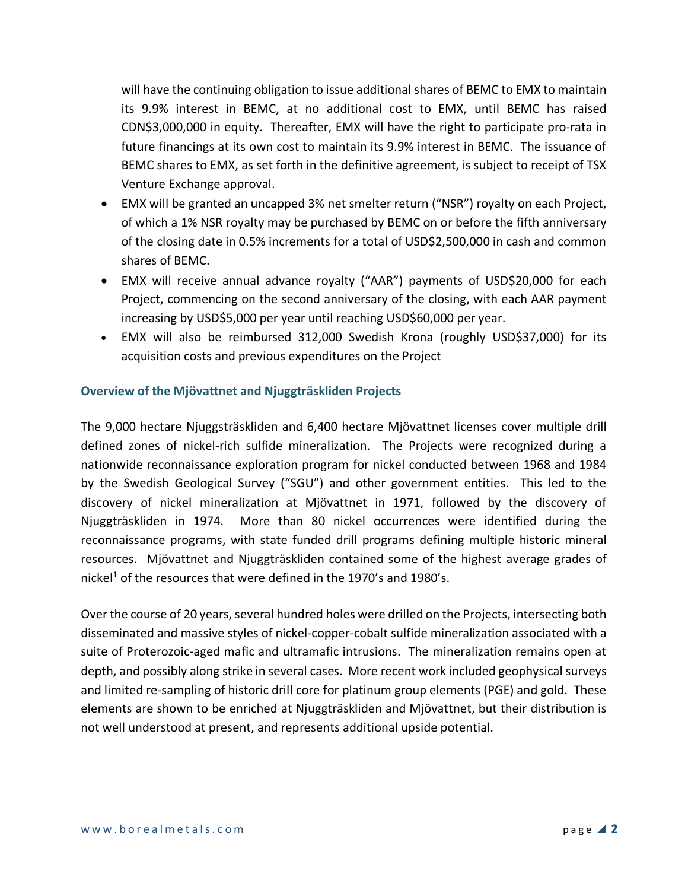will have the continuing obligation to issue additional shares of BEMC to EMX to maintain its 9.9% interest in BEMC, at no additional cost to EMX, until BEMC has raised CDN$3,000,000 in equity. Thereafter, EMX will have the right to participate pro-rata in future financings at its own cost to maintain its 9.9% interest in BEMC. The issuance of BEMC shares to EMX, as set forth in the definitive agreement, is subject to receipt of TSX Venture Exchange approval.

- EMX will be granted an uncapped 3% net smelter return ("NSR") royalty on each Project, of which a 1% NSR royalty may be purchased by BEMC on or before the fifth anniversary of the closing date in 0.5% increments for a total of USD$2,500,000 in cash and common shares of BEMC.
- EMX will receive annual advance royalty ("AAR") payments of USD$20,000 for each Project, commencing on the second anniversary of the closing, with each AAR payment increasing by USD$5,000 per year until reaching USD$60,000 per year.
- EMX will also be reimbursed 312,000 Swedish Krona (roughly USD$37,000) for its acquisition costs and previous expenditures on the Project

### Overview of the Mjövattnet and Njuggträskliden Projects

The 9,000 hectare Njuggsträskliden and 6,400 hectare Mjövattnet licenses cover multiple drill defined zones of nickel-rich sulfide mineralization. The Projects were recognized during a nationwide reconnaissance exploration program for nickel conducted between 1968 and 1984 by the Swedish Geological Survey ("SGU") and other government entities. This led to the discovery of nickel mineralization at Mjövattnet in 1971, followed by the discovery of Njuggträskliden in 1974. More than 80 nickel occurrences were identified during the reconnaissance programs, with state funded drill programs defining multiple historic mineral resources. Mjövattnet and Njuggträskliden contained some of the highest average grades of nickel[1] of the resources that were defined in the 1970's and 1980's.

Over the course of 20 years, several hundred holes were drilled on the Projects, intersecting both disseminated and massive styles of nickel-copper-cobalt sulfide mineralization associated with a suite of Proterozoic-aged mafic and ultramafic intrusions. The mineralization remains open at depth, and possibly along strike in several cases. More recent work included geophysical surveys and limited re-sampling of historic drill core for platinum group elements (PGE) and gold. These elements are shown to be enriched at Njuggträskliden and Mjövattnet, but their distribution is not well understood at present, and represents additional upside potential.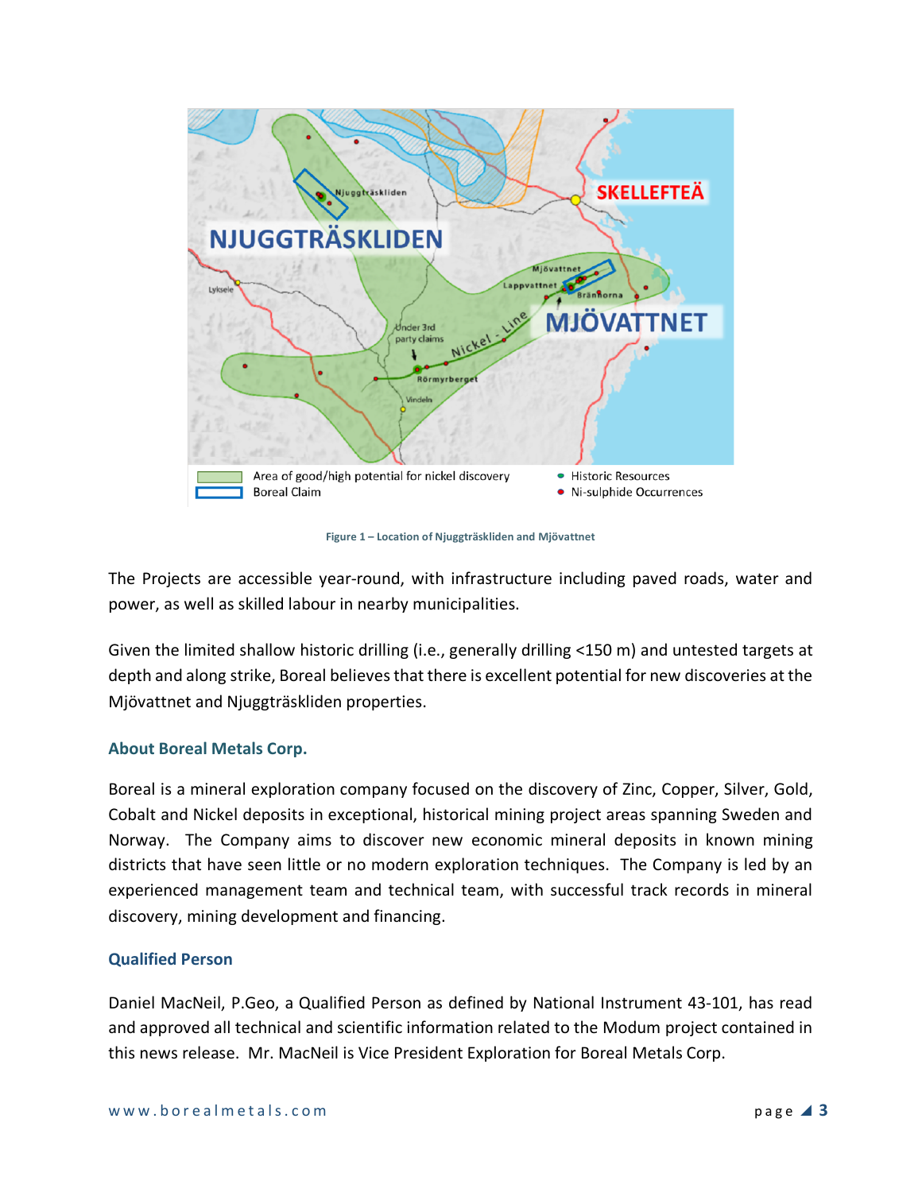Figure 1 – Location of Njuggträskliden and Mjövattnet

The Projects are accessible year-round, with infrastructure including paved roads, water and power, as well as skilled labour in nearby municipalities.

Given the limited shallow historic drilling (i.e., generally drilling <150 m) and untested targets at depth and along strike, Boreal believes that there is excellent potential for new discoveries at the Mjövattnet and Njuggträskliden properties.

## About Boreal Metals Corp.

Boreal is a mineral exploration company focused on the discovery of Zinc, Copper, Silver, Gold, Cobalt and Nickel deposits in exceptional, historical mining project areas spanning Sweden and Norway. The Company aims to discover new economic mineral deposits in known mining districts that have seen little or no modern exploration techniques. The Company is led by an experienced management team and technical team, with successful track records in mineral discovery, mining development and financing.

## Qualified Person

Daniel MacNeil, P.Geo, a Qualified Person as defined by National Instrument 43-101, has read and approved all technical and scientific information related to the Modum project contained in this news release. Mr. MacNeil is Vice President Exploration for Boreal Metals Corp.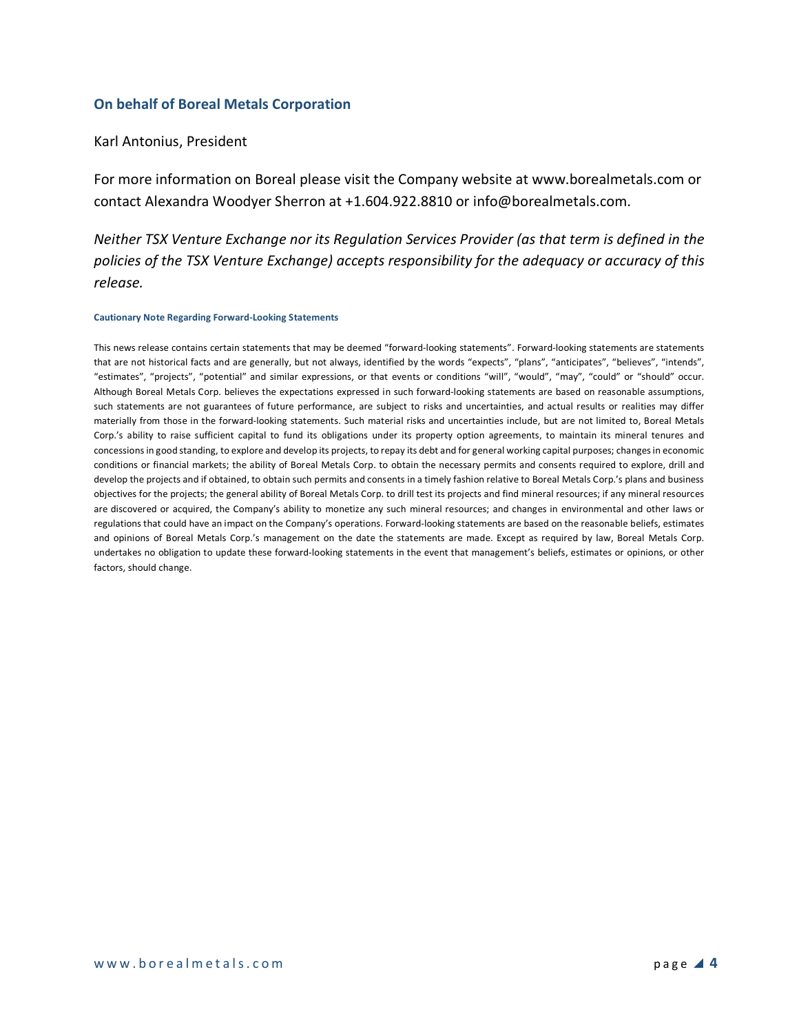### On behalf of Boreal Metals Corporation

Karl Antonius, President

For more information on Boreal please visit the Company website at www.borealmetals.com or contact Alexandra Woodyer Sherron at +1.604.922.8810 or info@borealmetals.com.

*Neither TSX Venture Exchange nor its Regulation Services Provider (as that term is defined in the policies of the TSX Venture Exchange) accepts responsibility for the adequacy or accuracy of this release.*

#### Cautionary Note Regarding Forward-Looking Statements

This news release contains certain statements that may be deemed "forward-looking statements". Forward-looking statements are statements that are not historical facts and are generally, but not always, identified by the words "expects", "plans", "anticipates", "believes", "intends", "estimates", "projects", "potential" and similar expressions, or that events or conditions "will", "would", "may", "could" or "should" occur. Although Boreal Metals Corp. believes the expectations expressed in such forward-looking statements are based on reasonable assumptions, such statements are not guarantees of future performance, are subject to risks and uncertainties, and actual results or realities may differ materially from those in the forward-looking statements. Such material risks and uncertainties include, but are not limited to, Boreal Metals Corp.'s ability to raise sufficient capital to fund its obligations under its property option agreements, to maintain its mineral tenures and concessions in good standing, to explore and develop its projects, to repay its debt and for general working capital purposes; changes in economic conditions or financial markets; the ability of Boreal Metals Corp. to obtain the necessary permits and consents required to explore, drill and develop the projects and if obtained, to obtain such permits and consents in a timely fashion relative to Boreal Metals Corp.'s plans and business objectives for the projects; the general ability of Boreal Metals Corp. to drill test its projects and find mineral resources; if any mineral resources are discovered or acquired, the Company's ability to monetize any such mineral resources; and changes in environmental and other laws or regulations that could have an impact on the Company's operations. Forward-looking statements are based on the reasonable beliefs, estimates and opinions of Boreal Metals Corp.'s management on the date the statements are made. Except as required by law, Boreal Metals Corp. undertakes no obligation to update these forward-looking statements in the event that management's beliefs, estimates or opinions, or other factors, should change.